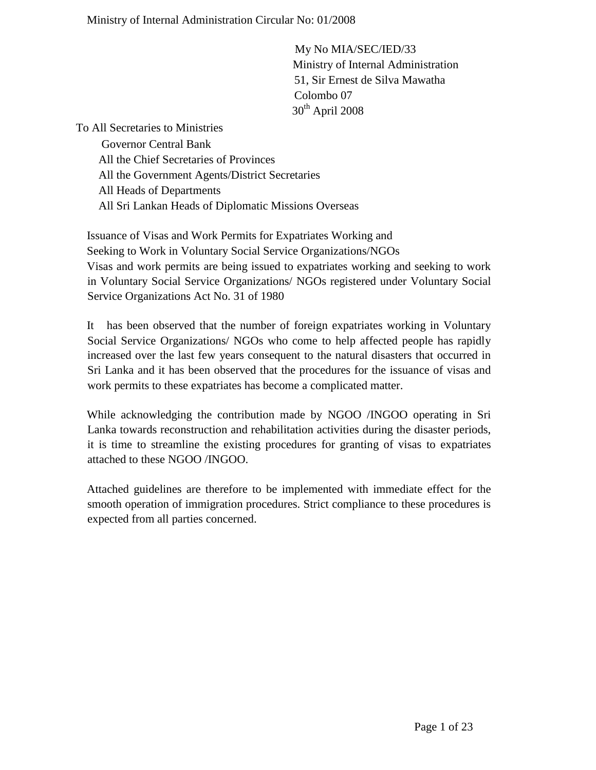Ministry of Internal Administration Circular No: 01/2008

My No MIA/SEC/IED/33
Ministry of Internal Administration
51, Sir Ernest de Silva Mawatha
Colombo 07
30th April 2008

To All Secretaries to Ministries
Governor Central Bank
All the Chief Secretaries of Provinces
All the Government Agents/District Secretaries
All Heads of Departments
All Sri Lankan Heads of Diplomatic Missions Overseas

**Issuance of Visas and Work Permits for Expatriates Working and Seeking to Work in Voluntary Social Service Organizations/NGOs**

Visas and work permits are being issued to expatriates working and seeking to work in Voluntary Social Service Organizations/ NGOs registered under Voluntary Social Service Organizations Act No. 31 of 1980

It has been observed that the number of foreign expatriates working in Voluntary Social Service Organizations/ NGOs who come to help affected people has rapidly increased over the last few years consequent to the natural disasters that occurred in Sri Lanka and it has been observed that the procedures for the issuance of visas and work permits to these expatriates has become a complicated matter.

While acknowledging the contribution made by NGOO /INGOO operating in Sri Lanka towards reconstruction and rehabilitation activities during the disaster periods, it is time to streamline the existing procedures for granting of visas to expatriates attached to these NGOO /INGOO.

Attached guidelines are therefore to be implemented with immediate effect for the smooth operation of immigration procedures. Strict compliance to these procedures is expected from all parties concerned.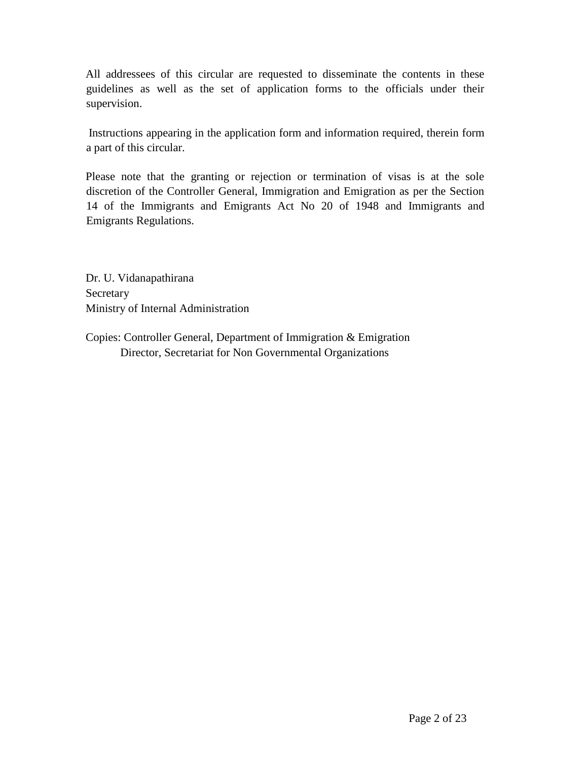All addressees of this circular are requested to disseminate the contents in these guidelines as well as the set of application forms to the officials under their supervision.

Instructions appearing in the application form and information required, therein form a part of this circular.

Please note that the granting or rejection or termination of visas is at the sole discretion of the Controller General, Immigration and Emigration as per the Section 14 of the Immigrants and Emigrants Act No 20 of 1948 and Immigrants and Emigrants Regulations.

Dr. U. Vidanapathirana
Secretary
Ministry of Internal Administration

Copies: Controller General, Department of Immigration & Emigration
Director, Secretariat for Non Governmental Organizations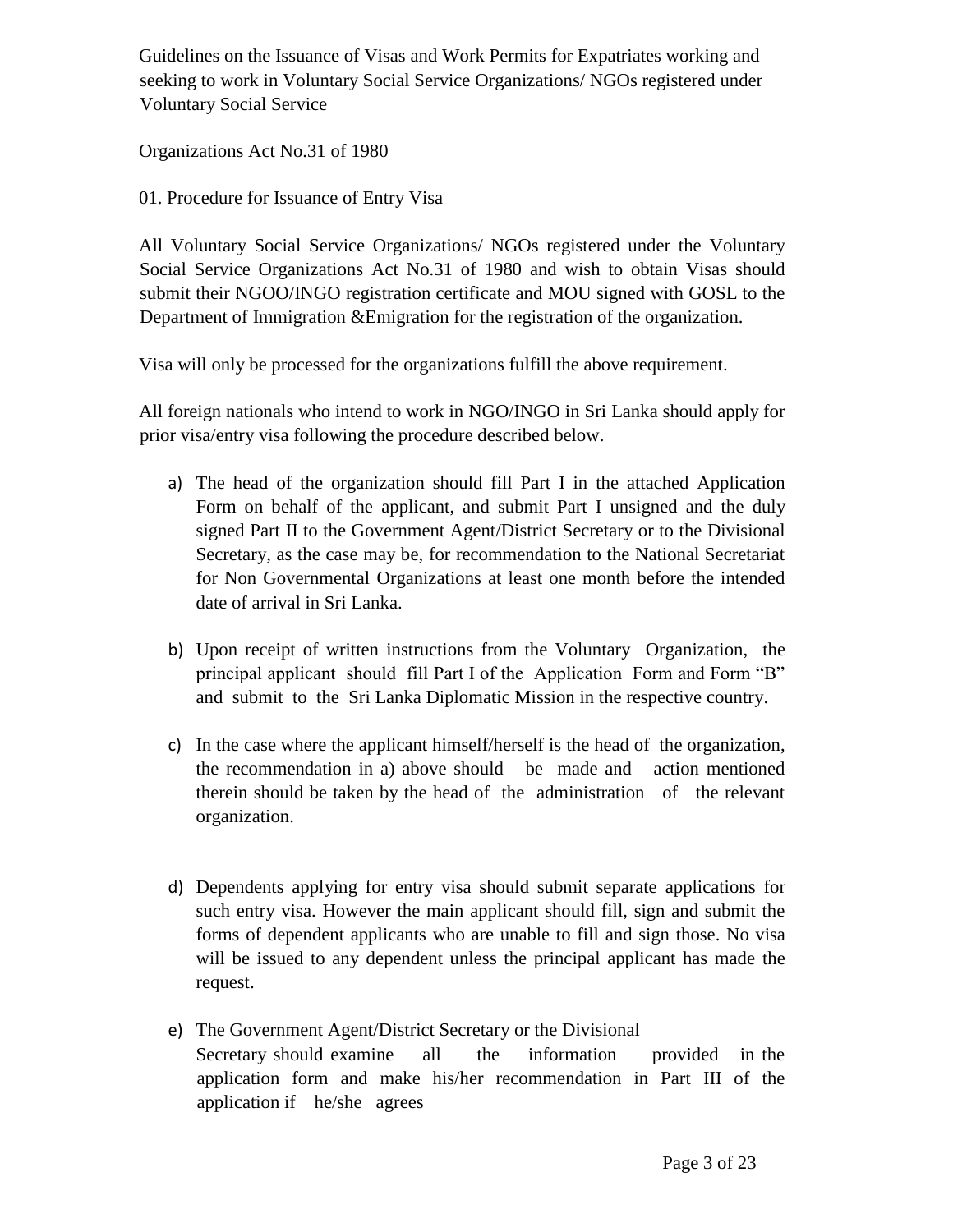Guidelines on the Issuance of Visas and Work Permits for Expatriates working and seeking to work in Voluntary Social Service Organizations/ NGOs registered under Voluntary Social Service

Organizations Act No.31 of 1980

## 01. Procedure for Issuance of Entry Visa

All Voluntary Social Service Organizations/ NGOs registered under the Voluntary Social Service Organizations Act No.31 of 1980 and wish to obtain Visas should submit their NGOO/INGO registration certificate and MOU signed with GOSL to the Department of Immigration &Emigration for the registration of the organization.

Visa will only be processed for the organizations fulfill the above requirement.

All foreign nationals who intend to work in NGO/INGO in Sri Lanka should apply for prior visa/entry visa following the procedure described below.

a) The head of the organization should fill Part I in the attached Application Form on behalf of the applicant, and submit Part I unsigned and the duly signed Part II to the Government Agent/District Secretary or to the Divisional Secretary, as the case may be, for recommendation to the National Secretariat for Non Governmental Organizations at least one month before the intended date of arrival in Sri Lanka.

b) Upon receipt of written instructions from the Voluntary Organization, the principal applicant should fill Part I of the Application Form and Form "B" and submit to the Sri Lanka Diplomatic Mission in the respective country.

c) In the case where the applicant himself/herself is the head of the organization, the recommendation in a) above should be made and action mentioned therein should be taken by the head of the administration of the relevant organization.

d) Dependents applying for entry visa should submit separate applications for such entry visa. However the main applicant should fill, sign and submit the forms of dependent applicants who are unable to fill and sign those. No visa will be issued to any dependent unless the principal applicant has made the request.

e) The Government Agent/District Secretary or the Divisional Secretary should examine all the information provided in the application form and make his/her recommendation in Part III of the application if he/she agrees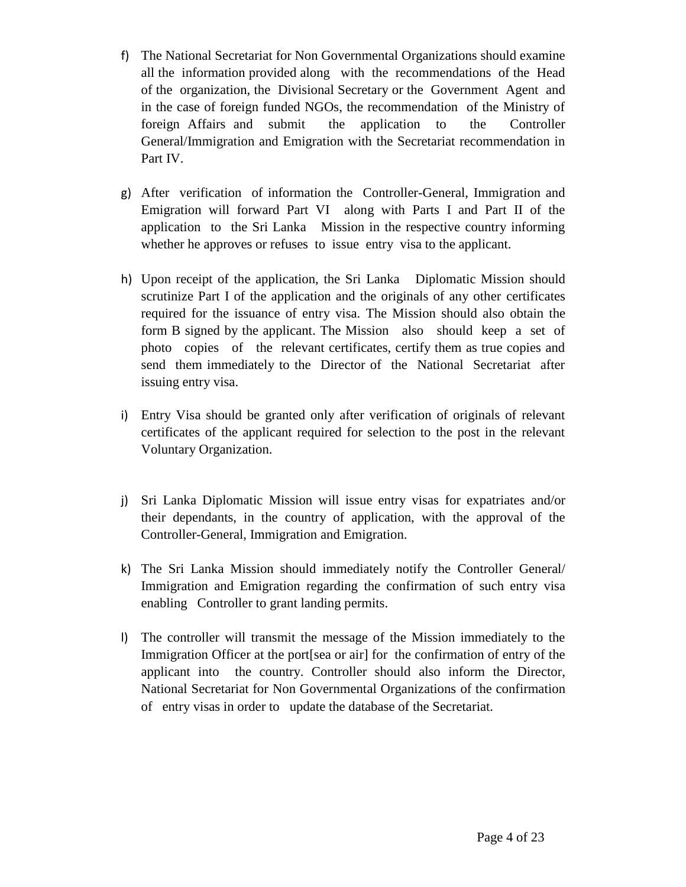f) The National Secretariat for Non Governmental Organizations should examine all the information provided along with the recommendations of the Head of the organization, the Divisional Secretary or the Government Agent and in the case of foreign funded NGOs, the recommendation of the Ministry of foreign Affairs and submit the application to the Controller General/Immigration and Emigration with the Secretariat recommendation in Part IV.

g) After verification of information the Controller-General, Immigration and Emigration will forward Part VI along with Parts I and Part II of the application to the Sri Lanka Mission in the respective country informing whether he approves or refuses to issue entry visa to the applicant.

h) Upon receipt of the application, the Sri Lanka Diplomatic Mission should scrutinize Part I of the application and the originals of any other certificates required for the issuance of entry visa. The Mission should also obtain the form B signed by the applicant. The Mission also should keep a set of photo copies of the relevant certificates, certify them as true copies and send them immediately to the Director of the National Secretariat after issuing entry visa.

i) Entry Visa should be granted only after verification of originals of relevant certificates of the applicant required for selection to the post in the relevant Voluntary Organization.

j) Sri Lanka Diplomatic Mission will issue entry visas for expatriates and/or their dependants, in the country of application, with the approval of the Controller-General, Immigration and Emigration.

k) The Sri Lanka Mission should immediately notify the Controller General/ Immigration and Emigration regarding the confirmation of such entry visa enabling Controller to grant landing permits.

l) The controller will transmit the message of the Mission immediately to the Immigration Officer at the port[sea or air] for the confirmation of entry of the applicant into the country. Controller should also inform the Director, National Secretariat for Non Governmental Organizations of the confirmation of entry visas in order to update the database of the Secretariat.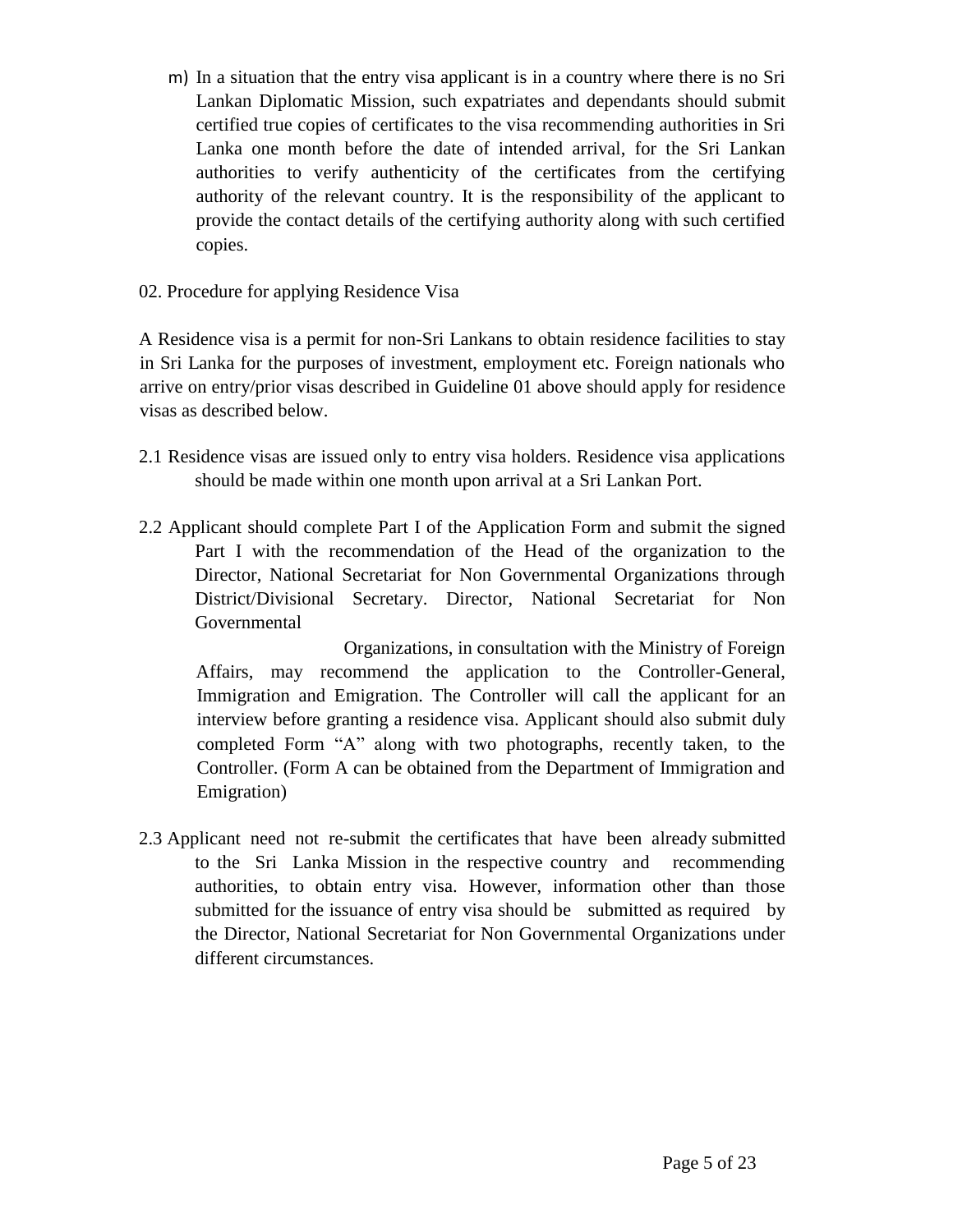m) In a situation that the entry visa applicant is in a country where there is no Sri Lankan Diplomatic Mission, such expatriates and dependants should submit certified true copies of certificates to the visa recommending authorities in Sri Lanka one month before the date of intended arrival, for the Sri Lankan authorities to verify authenticity of the certificates from the certifying authority of the relevant country. It is the responsibility of the applicant to provide the contact details of the certifying authority along with such certified copies.

02. Procedure for applying Residence Visa

A Residence visa is a permit for non-Sri Lankans to obtain residence facilities to stay in Sri Lanka for the purposes of investment, employment etc. Foreign nationals who arrive on entry/prior visas described in Guideline 01 above should apply for residence visas as described below.

2.1 Residence visas are issued only to entry visa holders. Residence visa applications should be made within one month upon arrival at a Sri Lankan Port.

2.2 Applicant should complete Part I of the Application Form and submit the signed Part I with the recommendation of the Head of the organization to the Director, National Secretariat for Non Governmental Organizations through District/Divisional Secretary. Director, National Secretariat for Non Governmental Organizations, in consultation with the Ministry of Foreign Affairs, may recommend the application to the Controller-General, Immigration and Emigration. The Controller will call the applicant for an interview before granting a residence visa. Applicant should also submit duly completed Form "A" along with two photographs, recently taken, to the Controller. (Form A can be obtained from the Department of Immigration and Emigration)

2.3 Applicant need not re-submit the certificates that have been already submitted to the Sri Lanka Mission in the respective country and recommending authorities, to obtain entry visa. However, information other than those submitted for the issuance of entry visa should be submitted as required by the Director, National Secretariat for Non Governmental Organizations under different circumstances.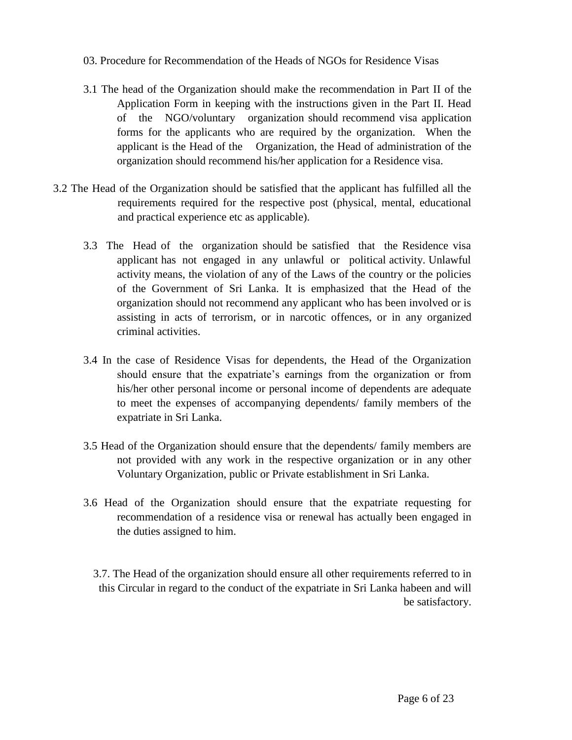## 03. Procedure for Recommendation of the Heads of NGOs for Residence Visas

3.1 The head of the Organization should make the recommendation in Part II of the Application Form in keeping with the instructions given in the Part II. Head of the NGO/voluntary organization should recommend visa application forms for the applicants who are required by the organization. When the applicant is the Head of the Organization, the Head of administration of the organization should recommend his/her application for a Residence visa.

3.2 The Head of the Organization should be satisfied that the applicant has fulfilled all the requirements required for the respective post (physical, mental, educational and practical experience etc as applicable).

3.3 The Head of the organization should be satisfied that the Residence visa applicant has not engaged in any unlawful or political activity. Unlawful activity means, the violation of any of the Laws of the country or the policies of the Government of Sri Lanka. It is emphasized that the Head of the organization should not recommend any applicant who has been involved or is assisting in acts of terrorism, or in narcotic offences, or in any organized criminal activities.

3.4 In the case of Residence Visas for dependents, the Head of the Organization should ensure that the expatriate's earnings from the organization or from his/her other personal income or personal income of dependents are adequate to meet the expenses of accompanying dependents/ family members of the expatriate in Sri Lanka.

3.5 Head of the Organization should ensure that the dependents/ family members are not provided with any work in the respective organization or in any other Voluntary Organization, public or Private establishment in Sri Lanka.

3.6 Head of the Organization should ensure that the expatriate requesting for recommendation of a residence visa or renewal has actually been engaged in the duties assigned to him.

3.7. The Head of the organization should ensure all other requirements referred to in this Circular in regard to the conduct of the expatriate in Sri Lanka habeen and will be satisfactory.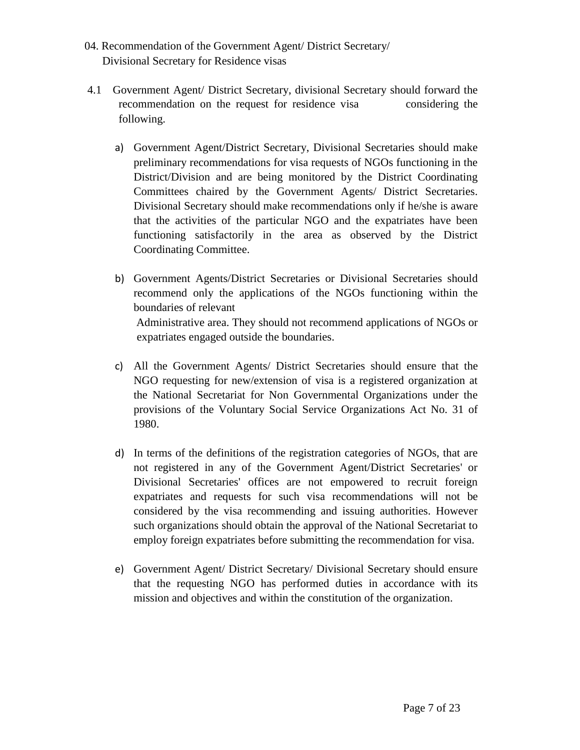04. Recommendation of the Government Agent/ District Secretary/ Divisional Secretary for Residence visas

4.1 Government Agent/ District Secretary, divisional Secretary should forward the recommendation on the request for residence visa considering the following.

a) Government Agent/District Secretary, Divisional Secretaries should make preliminary recommendations for visa requests of NGOs functioning in the District/Division and are being monitored by the District Coordinating Committees chaired by the Government Agents/ District Secretaries. Divisional Secretary should make recommendations only if he/she is aware that the activities of the particular NGO and the expatriates have been functioning satisfactorily in the area as observed by the District Coordinating Committee.

b) Government Agents/District Secretaries or Divisional Secretaries should recommend only the applications of the NGOs functioning within the boundaries of relevant Administrative area. They should not recommend applications of NGOs or expatriates engaged outside the boundaries.

c) All the Government Agents/ District Secretaries should ensure that the NGO requesting for new/extension of visa is a registered organization at the National Secretariat for Non Governmental Organizations under the provisions of the Voluntary Social Service Organizations Act No. 31 of 1980.

d) In terms of the definitions of the registration categories of NGOs, that are not registered in any of the Government Agent/District Secretaries' or Divisional Secretaries' offices are not empowered to recruit foreign expatriates and requests for such visa recommendations will not be considered by the visa recommending and issuing authorities. However such organizations should obtain the approval of the National Secretariat to employ foreign expatriates before submitting the recommendation for visa.

e) Government Agent/ District Secretary/ Divisional Secretary should ensure that the requesting NGO has performed duties in accordance with its mission and objectives and within the constitution of the organization.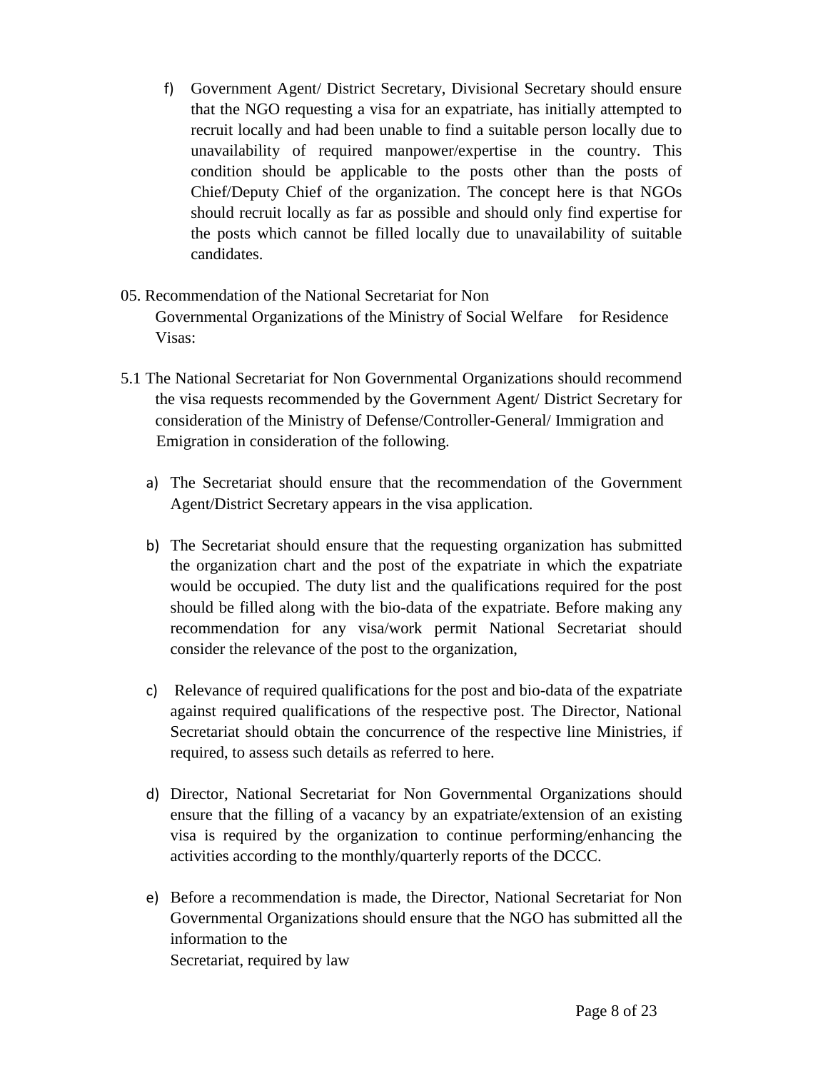f) Government Agent/ District Secretary, Divisional Secretary should ensure that the NGO requesting a visa for an expatriate, has initially attempted to recruit locally and had been unable to find a suitable person locally due to unavailability of required manpower/expertise in the country. This condition should be applicable to the posts other than the posts of Chief/Deputy Chief of the organization. The concept here is that NGOs should recruit locally as far as possible and should only find expertise for the posts which cannot be filled locally due to unavailability of suitable candidates.

05. Recommendation of the National Secretariat for Non Governmental Organizations of the Ministry of Social Welfare for Residence Visas:

5.1 The National Secretariat for Non Governmental Organizations should recommend the visa requests recommended by the Government Agent/ District Secretary for consideration of the Ministry of Defense/Controller-General/ Immigration and Emigration in consideration of the following.

a) The Secretariat should ensure that the recommendation of the Government Agent/District Secretary appears in the visa application.

b) The Secretariat should ensure that the requesting organization has submitted the organization chart and the post of the expatriate in which the expatriate would be occupied. The duty list and the qualifications required for the post should be filled along with the bio-data of the expatriate. Before making any recommendation for any visa/work permit National Secretariat should consider the relevance of the post to the organization,

c) Relevance of required qualifications for the post and bio-data of the expatriate against required qualifications of the respective post. The Director, National Secretariat should obtain the concurrence of the respective line Ministries, if required, to assess such details as referred to here.

d) Director, National Secretariat for Non Governmental Organizations should ensure that the filling of a vacancy by an expatriate/extension of an existing visa is required by the organization to continue performing/enhancing the activities according to the monthly/quarterly reports of the DCCC.

e) Before a recommendation is made, the Director, National Secretariat for Non Governmental Organizations should ensure that the NGO has submitted all the information to the Secretariat, required by law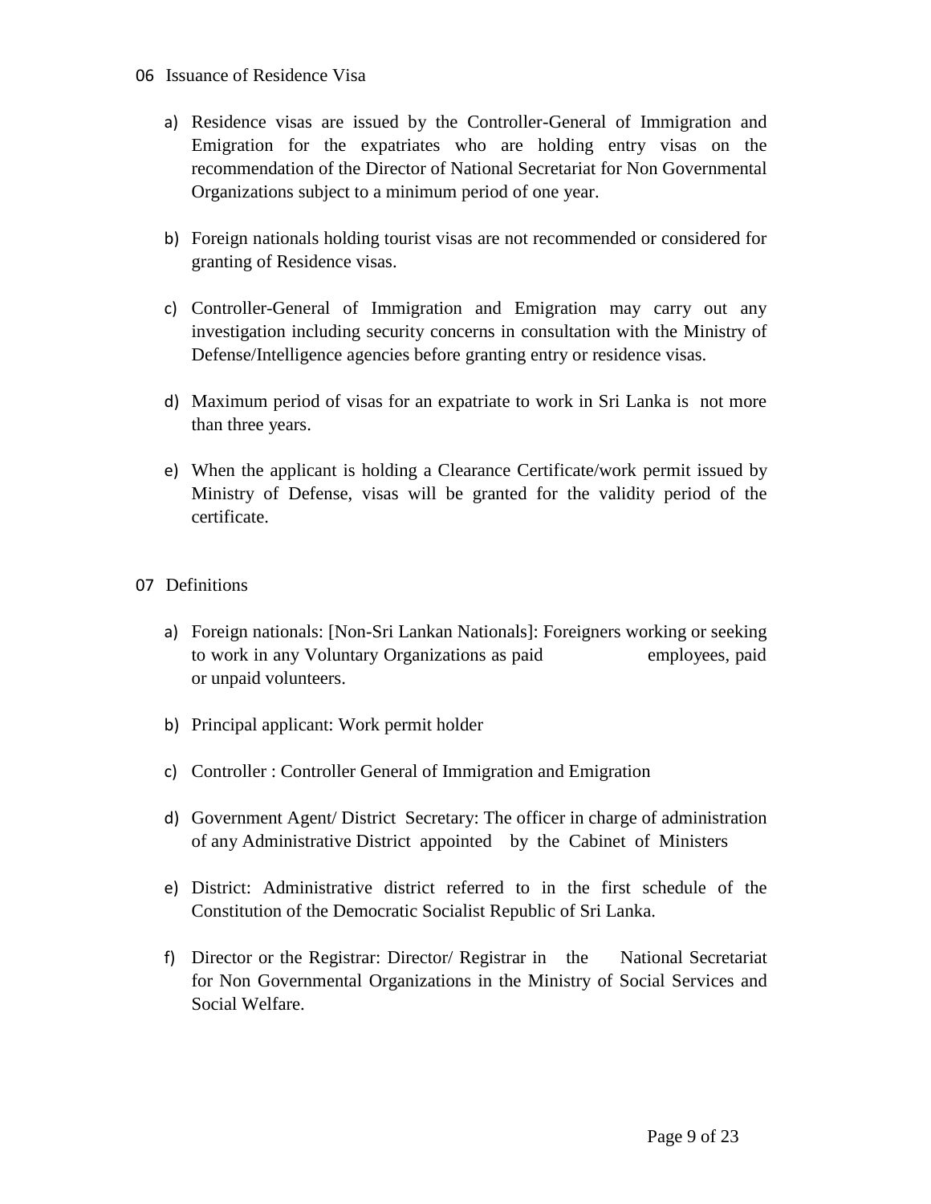## 06 Issuance of Residence Visa

a) Residence visas are issued by the Controller-General of Immigration and Emigration for the expatriates who are holding entry visas on the recommendation of the Director of National Secretariat for Non Governmental Organizations subject to a minimum period of one year.

b) Foreign nationals holding tourist visas are not recommended or considered for granting of Residence visas.

c) Controller-General of Immigration and Emigration may carry out any investigation including security concerns in consultation with the Ministry of Defense/Intelligence agencies before granting entry or residence visas.

d) Maximum period of visas for an expatriate to work in Sri Lanka is not more than three years.

e) When the applicant is holding a Clearance Certificate/work permit issued by Ministry of Defense, visas will be granted for the validity period of the certificate.

## 07 Definitions

a) Foreign nationals: [Non-Sri Lankan Nationals]: Foreigners working or seeking to work in any Voluntary Organizations as paid employees, paid or unpaid volunteers.

b) Principal applicant: Work permit holder

c) Controller : Controller General of Immigration and Emigration

d) Government Agent/ District Secretary: The officer in charge of administration of any Administrative District appointed by the Cabinet of Ministers

e) District: Administrative district referred to in the first schedule of the Constitution of the Democratic Socialist Republic of Sri Lanka.

f) Director or the Registrar: Director/ Registrar in the National Secretariat for Non Governmental Organizations in the Ministry of Social Services and Social Welfare.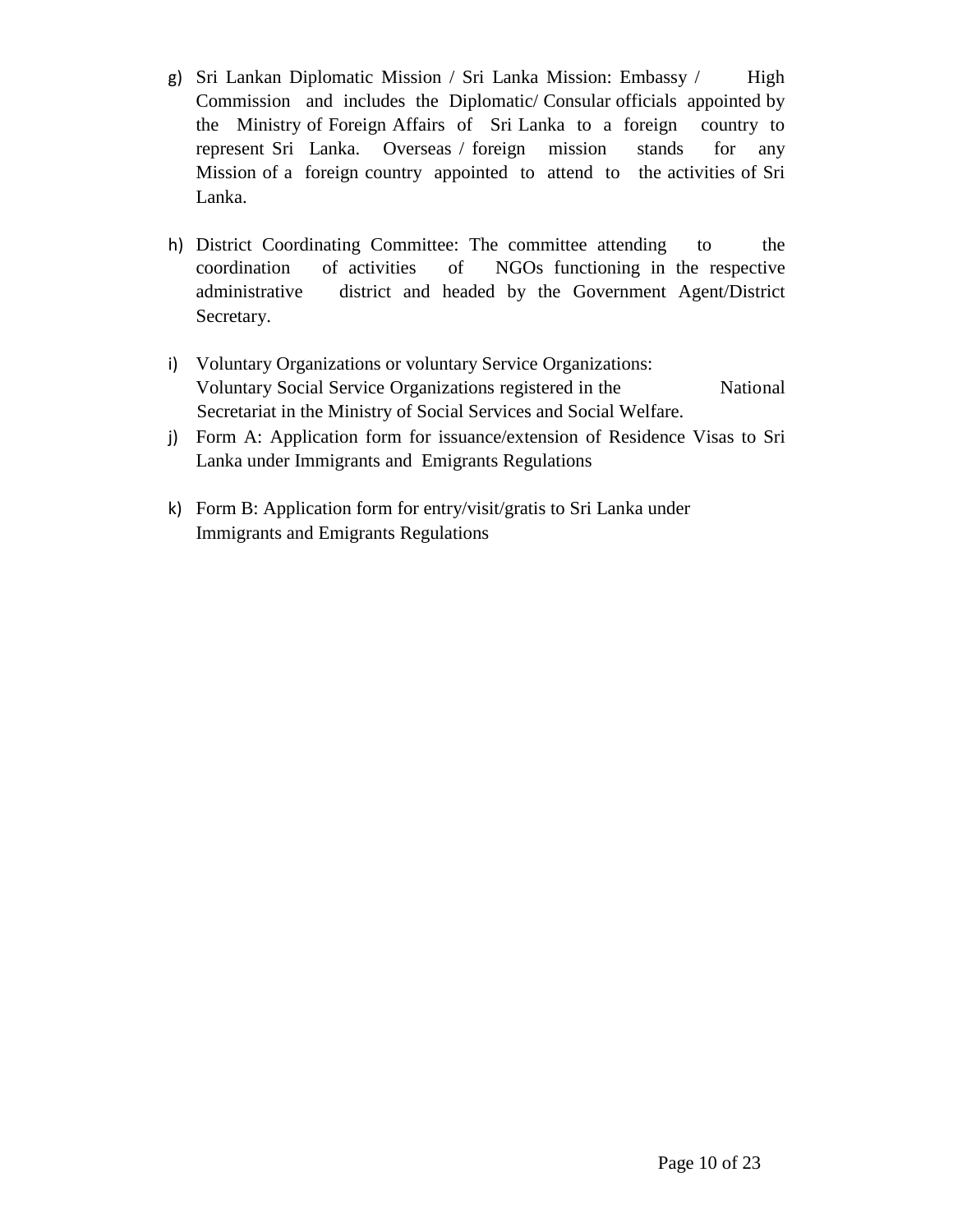g) Sri Lankan Diplomatic Mission / Sri Lanka Mission: Embassy / High Commission and includes the Diplomatic/ Consular officials appointed by the Ministry of Foreign Affairs of Sri Lanka to a foreign country to represent Sri Lanka. Overseas / foreign mission stands for any Mission of a foreign country appointed to attend to the activities of Sri Lanka.

h) District Coordinating Committee: The committee attending to the coordination of activities of NGOs functioning in the respective administrative district and headed by the Government Agent/District Secretary.

i) Voluntary Organizations or voluntary Service Organizations: Voluntary Social Service Organizations registered in the National Secretariat in the Ministry of Social Services and Social Welfare.

j) Form A: Application form for issuance/extension of Residence Visas to Sri Lanka under Immigrants and Emigrants Regulations

k) Form B: Application form for entry/visit/gratis to Sri Lanka under Immigrants and Emigrants Regulations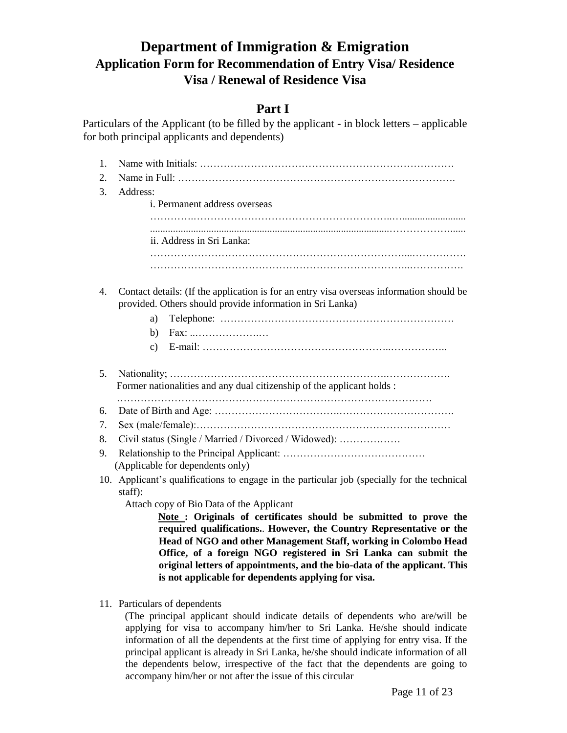# Department of Immigration & Emigration

## Application Form for Recommendation of Entry Visa/ Residence Visa / Renewal of Residence Visa

## Part I

Particulars of the Applicant (to be filled by the applicant - in block letters – applicable for both principal applicants and dependents)

1. Name with Initials: ……………………………………………………………………
2. Name in Full: …………………………………………………………………….
3. Address:
   i. Permanent address overseas
   ……………………………………………………………………………………………
   ……………………………………………………………………………………………
   ii. Address in Sri Lanka:
   ……………………………………………………………………………………………
   ……………………………………………………………………………………………
4. Contact details: (If the application is for an entry visa overseas information should be provided. Others should provide information in Sri Lanka)
   a) Telephone: ……………………………………………………………
   b) Fax: ……………………
   c) E-mail: ……………………………………………………………
5. Nationality; …………………………………………………………………………
   Former nationalities and any dual citizenship of the applicant holds :
   ………………………………………………………………………………………
6. Date of Birth and Age: ………………………………………………………………
7. Sex (male/female):……………………………………………………………………
8. Civil status (Single / Married / Divorced / Widowed): ………………
9. Relationship to the Principal Applicant: ……………………………………
   (Applicable for dependents only)
10. Applicant's qualifications to engage in the particular job (specially for the technical staff):
    Attach copy of Bio Data of the Applicant

    **Note : Originals of certificates should be submitted to prove the required qualifications.. However, the Country Representative or the Head of NGO and other Management Staff, working in Colombo Head Office, of a foreign NGO registered in Sri Lanka can submit the original letters of appointments, and the bio-data of the applicant. This is not applicable for dependents applying for visa.**

11. Particulars of dependents
    (The principal applicant should indicate details of dependents who are/will be applying for visa to accompany him/her to Sri Lanka. He/she should indicate information of all the dependents at the first time of applying for entry visa. If the principal applicant is already in Sri Lanka, he/she should indicate information of all the dependents below, irrespective of the fact that the dependents are going to accompany him/her or not after the issue of this circular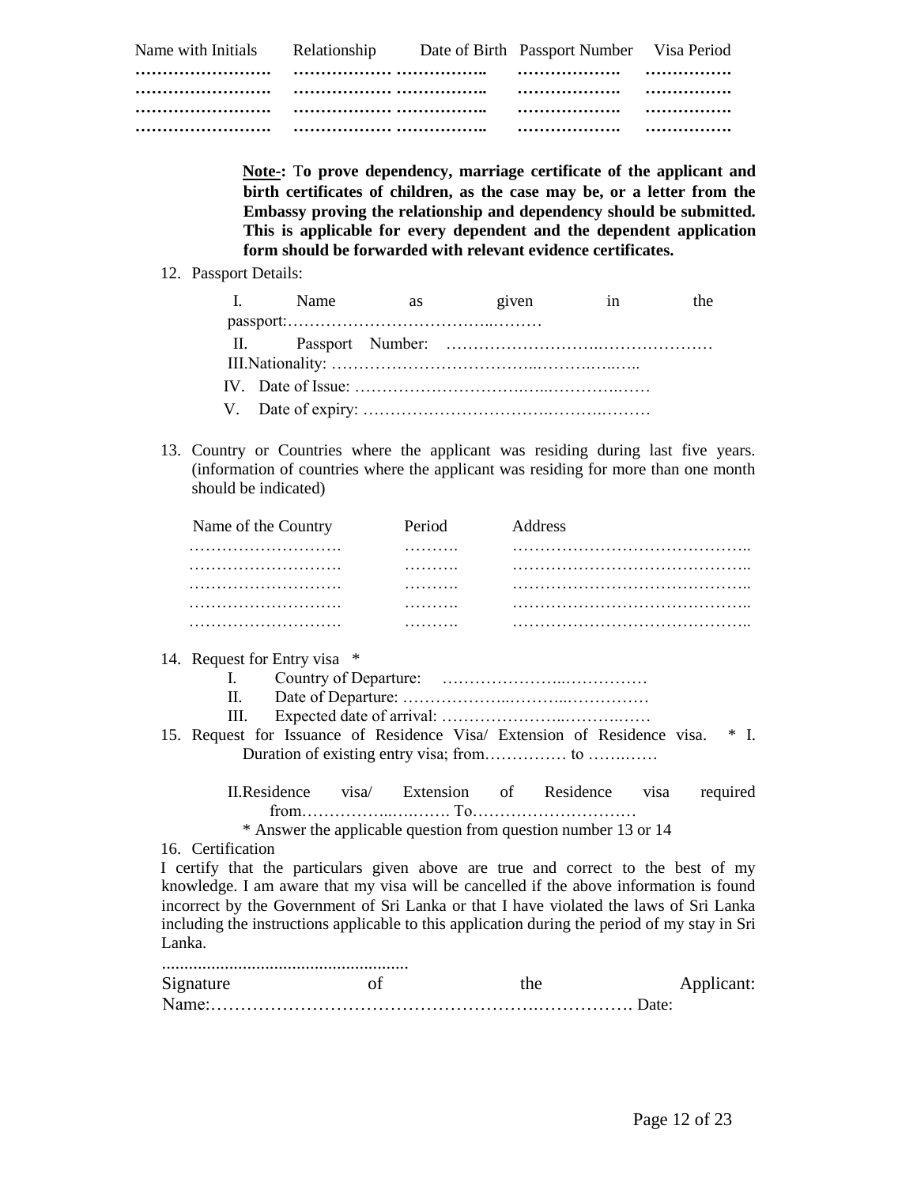| Name with Initials | Relationship | Date of Birth | Passport Number | Visa Period |
|---|---|---|---|---|
| ……………………. | ……………… | …………….. | ………………. | ……………. |
| ……………………. | ……………… | …………….. | ………………. | ……………. |
| ……………………. | ……………… | …………….. | ………………. | ……………. |
| ……………………. | ……………… | …………….. | ………………. | ……………. |

**Note-: To prove dependency, marriage certificate of the applicant and birth certificates of children, as the case may be, or a letter from the Embassy proving the relationship and dependency should be submitted. This is applicable for every dependent and the dependent application form should be forwarded with relevant evidence certificates.**

12. Passport Details:

    I. Name as given in the passport:………………………………..………

    II. Passport Number: ……………………….…………………

    III. Nationality: ………………………………..………..…..…..

    IV. Date of Issue: ………………………….…..………….……

    V. Date of expiry: …………………………….……….………

13. Country or Countries where the applicant was residing during last five years. (information of countries where the applicant was residing for more than one month should be indicated)

| Name of the Country | Period | Address |
|---|---|---|
| ………………………. | ………. | …………………………………….. |
| ………………………. | ………. | …………………………………….. |
| ………………………. | ………. | …………………………………….. |
| ………………………. | ………. | …………………………………….. |
| ………………………. | ………. | …………………………………….. |

14. Request for Entry visa *

    I. Country of Departure: …………………..……………

    II. Date of Departure: ………………..………..……………

    III. Expected date of arrival: …………………..………..……

15. Request for Issuance of Residence Visa/ Extension of Residence visa. * I. Duration of existing entry visa; from…………… to …….……

    II. Residence visa/ Extension of Residence visa required from…………..………. To…………………………

    * Answer the applicable question from question number 13 or 14

16. Certification

I certify that the particulars given above are true and correct to the best of my knowledge. I am aware that my visa will be cancelled if the above information is found incorrect by the Government of Sri Lanka or that I have violated the laws of Sri Lanka including the instructions applicable to this application during the period of my stay in Sri Lanka.

......................................................

Signature of the Applicant:

Name:…………………………………………….……………. Date: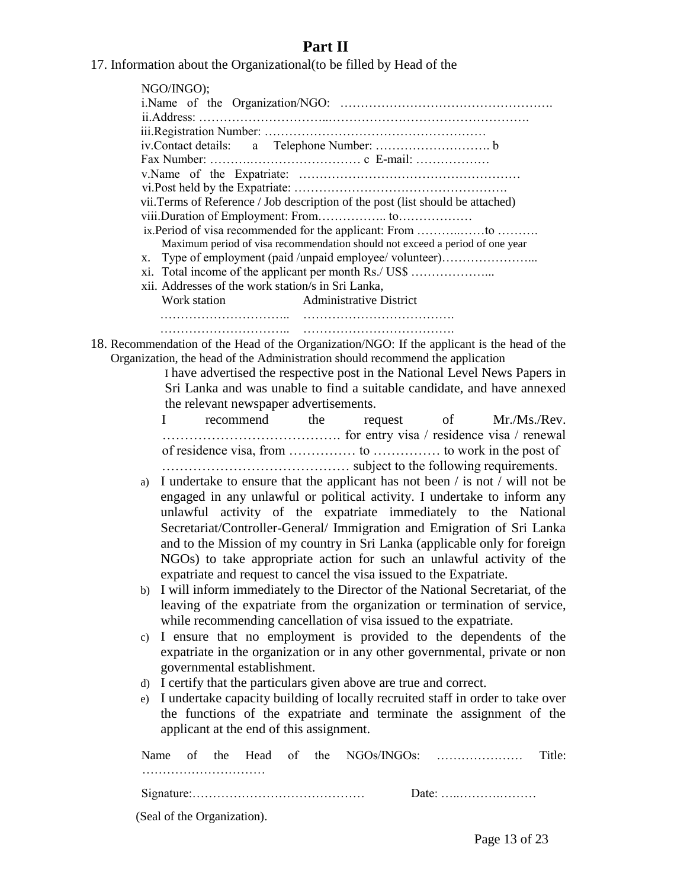## Part II

17. Information about the Organizational(to be filled by Head of the NGO/INGO);

i.Name of the Organization/NGO: …………………………………………….

ii.Address: …………………………...……………………………………….

iii.Registration Number: ………………………………………………

iv.Contact details: a Telephone Number: ………………………. b Fax Number: ……….……………………… c E-mail: ………………

v.Name of the Expatriate: ………………………………………………

vi.Post held by the Expatriate: …………………………………………….

vii.Terms of Reference / Job description of the post (list should be attached)

viii.Duration of Employment: From…………….. to………………

ix.Period of visa recommended for the applicant: From ………..……to ……….
Maximum period of visa recommendation should not exceed a period of one year

x. Type of employment (paid /unpaid employee/ volunteer)…………………...

xi. Total income of the applicant per month Rs./ US$ ………………...

xii. Addresses of the work station/s in Sri Lanka,

| Work station | Administrative District |
|---|---|
| ………………………….. | ………………………………. |
| ………………………….. | ………………………………. |

18. Recommendation of the Head of the Organization/NGO: If the applicant is the head of the Organization, the head of the Administration should recommend the application

I have advertised the respective post in the National Level News Papers in Sri Lanka and was unable to find a suitable candidate, and have annexed the relevant newspaper advertisements.

I recommend the request of Mr./Ms./Rev. …………………………………. for entry visa / residence visa / renewal of residence visa, from …………… to …………… to work in the post of …………………………………… subject to the following requirements.

a) I undertake to ensure that the applicant has not been / is not / will not be engaged in any unlawful or political activity. I undertake to inform any unlawful activity of the expatriate immediately to the National Secretariat/Controller-General/ Immigration and Emigration of Sri Lanka and to the Mission of my country in Sri Lanka (applicable only for foreign NGOs) to take appropriate action for such an unlawful activity of the expatriate and request to cancel the visa issued to the Expatriate.
b) I will inform immediately to the Director of the National Secretariat, of the leaving of the expatriate from the organization or termination of service, while recommending cancellation of visa issued to the expatriate.
c) I ensure that no employment is provided to the dependents of the expatriate in the organization or in any other governmental, private or non governmental establishment.
d) I certify that the particulars given above are true and correct.
e) I undertake capacity building of locally recruited staff in order to take over the functions of the expatriate and terminate the assignment of the applicant at the end of this assignment.

Name of the Head of the NGOs/INGOs: ………………… Title: …………………………

Signature:…………………………………… Date: …..……….………

(Seal of the Organization).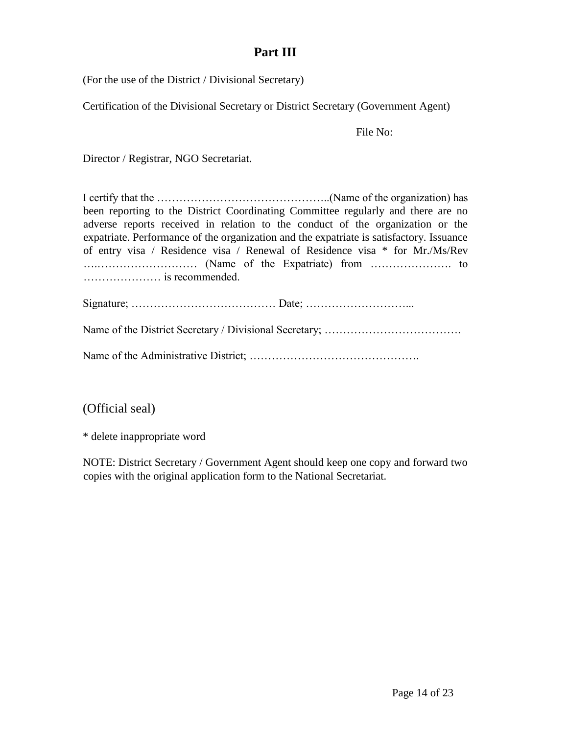# Part III

(For the use of the District / Divisional Secretary)

Certification of the Divisional Secretary or District Secretary (Government Agent)

File No:

Director / Registrar, NGO Secretariat.

I certify that the ………………………………………..(Name of the organization) has been reporting to the District Coordinating Committee regularly and there are no adverse reports received in relation to the conduct of the organization or the expatriate. Performance of the organization and the expatriate is satisfactory. Issuance of entry visa / Residence visa / Renewal of Residence visa * for Mr./Ms/Rev ….……………………… (Name of the Expatriate) from …………………. to ………………… is recommended.

Signature; ………………………………… Date; ………………………...

Name of the District Secretary / Divisional Secretary; ……………………………….

Name of the Administrative District; ……………………………………….

(Official seal)

* delete inappropriate word

NOTE: District Secretary / Government Agent should keep one copy and forward two copies with the original application form to the National Secretariat.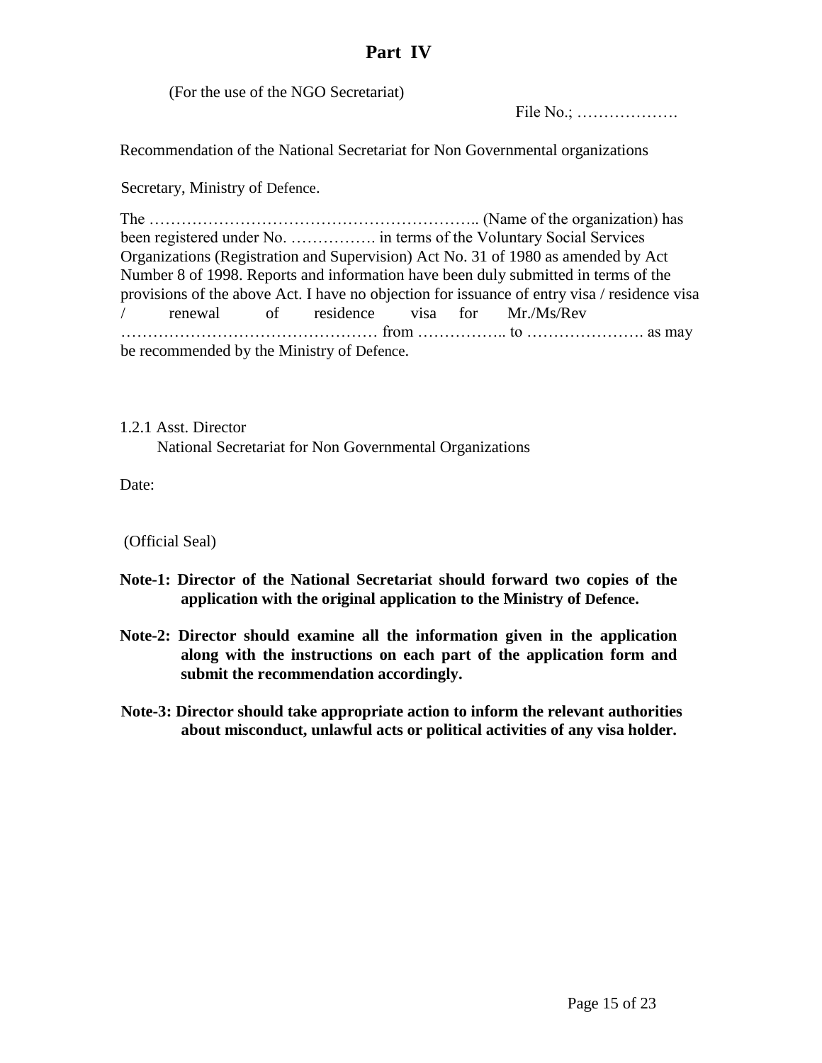# Part IV

(For the use of the NGO Secretariat)

File No.; ……………….

Recommendation of the National Secretariat for Non Governmental organizations

Secretary, Ministry of Defence.

The …………………………………………………….. (Name of the organization) has been registered under No. ……………. in terms of the Voluntary Social Services Organizations (Registration and Supervision) Act No. 31 of 1980 as amended by Act Number 8 of 1998. Reports and information have been duly submitted in terms of the provisions of the above Act. I have no objection for issuance of entry visa / residence visa / renewal of residence visa for Mr./Ms/Rev ………………………………………… from …………….. to …………………. as may be recommended by the Ministry of Defence.

1.2.1 Asst. Director
National Secretariat for Non Governmental Organizations

Date:

(Official Seal)

**Note-1: Director of the National Secretariat should forward two copies of the application with the original application to the Ministry of Defence.**

**Note-2: Director should examine all the information given in the application along with the instructions on each part of the application form and submit the recommendation accordingly.**

**Note-3: Director should take appropriate action to inform the relevant authorities about misconduct, unlawful acts or political activities of any visa holder.**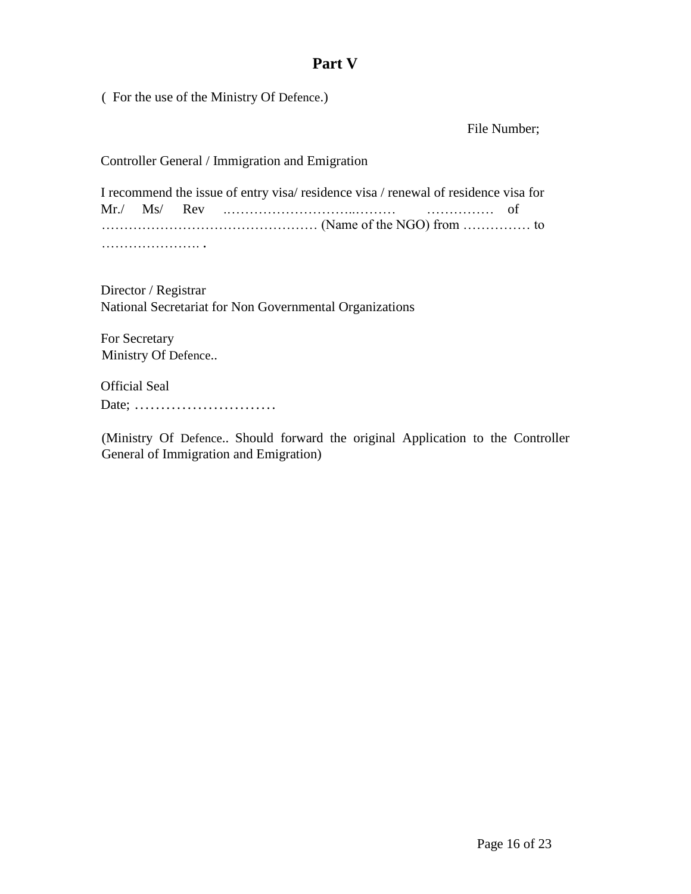# Part V

( For the use of the Ministry Of Defence.)

File Number;

Controller General / Immigration and Emigration

I recommend the issue of entry visa/ residence visa / renewal of residence visa for Mr./ Ms/ Rev ..……………………..……… …………… of ………………………………………… (Name of the NGO) from …………… to …………………. .

Director / Registrar
National Secretariat for Non Governmental Organizations

For Secretary
Ministry Of Defence..

Official Seal
Date; ………………………

(Ministry Of Defence.. Should forward the original Application to the Controller General of Immigration and Emigration)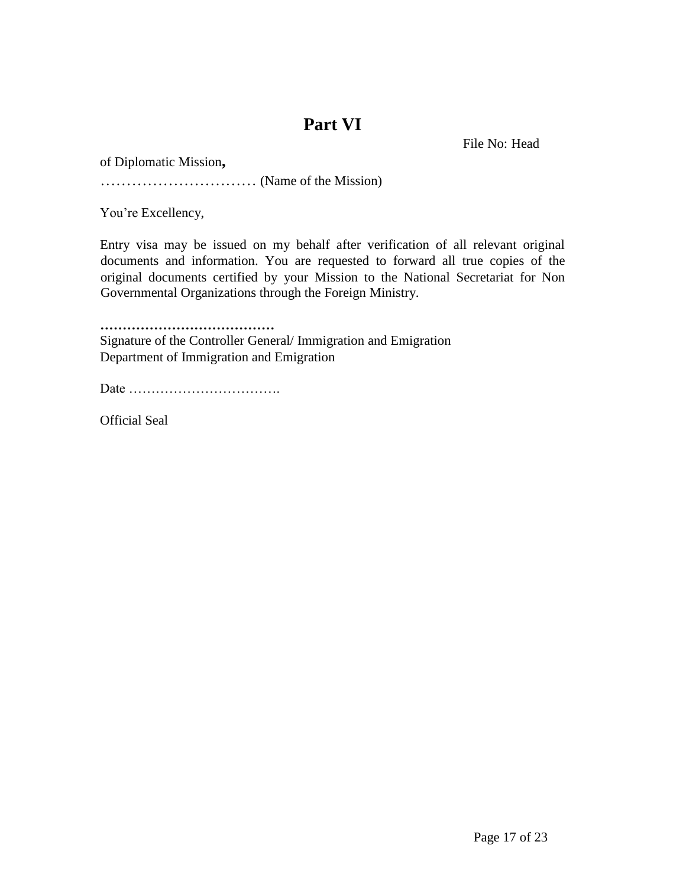# Part VI

File No: Head

of Diplomatic Mission**,**

………………………… (Name of the Mission)

You're Excellency,

Entry visa may be issued on my behalf after verification of all relevant original documents and information. You are requested to forward all true copies of the original documents certified by your Mission to the National Secretariat for Non Governmental Organizations through the Foreign Ministry.

**…………………………………**

Signature of the Controller General/ Immigration and Emigration

Department of Immigration and Emigration

Date …………………………….

Official Seal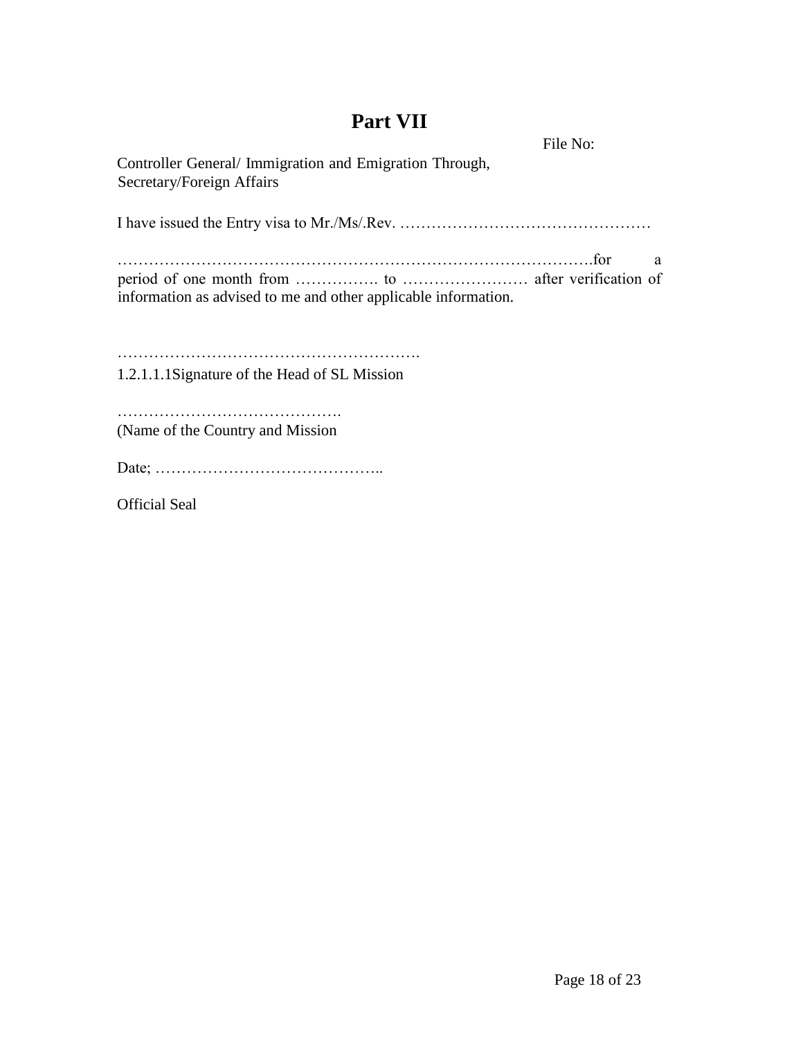# Part VII

File No:

Controller General/ Immigration and Emigration Through,
Secretary/Foreign Affairs

I have issued the Entry visa to Mr./Ms/.Rev. …………………………………………

……………………………………………………………………………….for a period of one month from ……………. to …………………… after verification of information as advised to me and other applicable information.

…………………………………………………
1.2.1.1.1Signature of the Head of SL Mission

…………………………………….
(Name of the Country and Mission

Date; ……………………………………..

Official Seal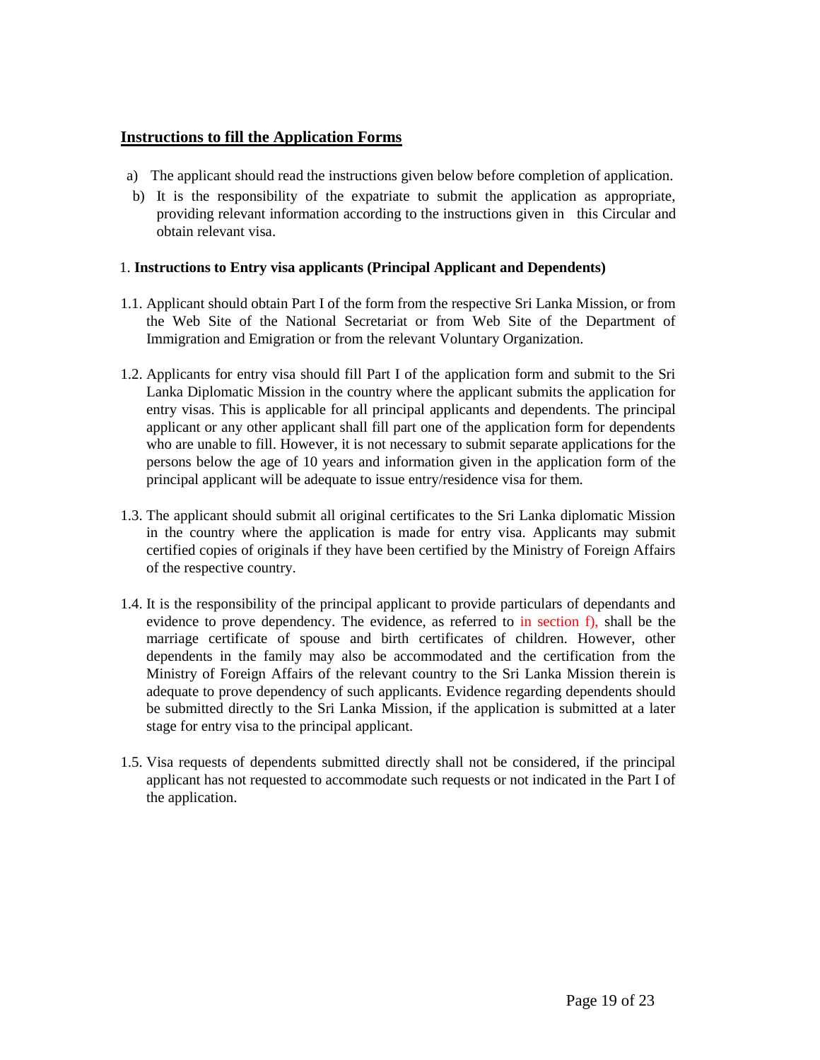## Instructions to fill the Application Forms

a) The applicant should read the instructions given below before completion of application.

b) It is the responsibility of the expatriate to submit the application as appropriate, providing relevant information according to the instructions given in this Circular and obtain relevant visa.

1. **Instructions to Entry visa applicants (Principal Applicant and Dependents)**

1.1. Applicant should obtain Part I of the form from the respective Sri Lanka Mission, or from the Web Site of the National Secretariat or from Web Site of the Department of Immigration and Emigration or from the relevant Voluntary Organization.

1.2. Applicants for entry visa should fill Part I of the application form and submit to the Sri Lanka Diplomatic Mission in the country where the applicant submits the application for entry visas. This is applicable for all principal applicants and dependents. The principal applicant or any other applicant shall fill part one of the application form for dependents who are unable to fill. However, it is not necessary to submit separate applications for the persons below the age of 10 years and information given in the application form of the principal applicant will be adequate to issue entry/residence visa for them.

1.3. The applicant should submit all original certificates to the Sri Lanka diplomatic Mission in the country where the application is made for entry visa. Applicants may submit certified copies of originals if they have been certified by the Ministry of Foreign Affairs of the respective country.

1.4. It is the responsibility of the principal applicant to provide particulars of dependants and evidence to prove dependency. The evidence, as referred to in section f), shall be the marriage certificate of spouse and birth certificates of children. However, other dependents in the family may also be accommodated and the certification from the Ministry of Foreign Affairs of the relevant country to the Sri Lanka Mission therein is adequate to prove dependency of such applicants. Evidence regarding dependents should be submitted directly to the Sri Lanka Mission, if the application is submitted at a later stage for entry visa to the principal applicant.

1.5. Visa requests of dependents submitted directly shall not be considered, if the principal applicant has not requested to accommodate such requests or not indicated in the Part I of the application.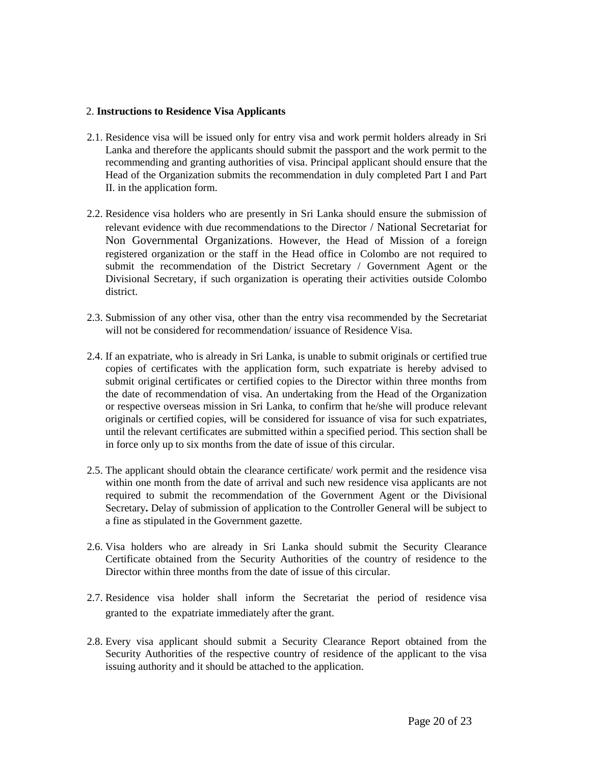2. **Instructions to Residence Visa Applicants**

2.1. Residence visa will be issued only for entry visa and work permit holders already in Sri Lanka and therefore the applicants should submit the passport and the work permit to the recommending and granting authorities of visa. Principal applicant should ensure that the Head of the Organization submits the recommendation in duly completed Part I and Part II. in the application form.

2.2. Residence visa holders who are presently in Sri Lanka should ensure the submission of relevant evidence with due recommendations to the Director / National Secretariat for Non Governmental Organizations. However, the Head of Mission of a foreign registered organization or the staff in the Head office in Colombo are not required to submit the recommendation of the District Secretary / Government Agent or the Divisional Secretary, if such organization is operating their activities outside Colombo district.

2.3. Submission of any other visa, other than the entry visa recommended by the Secretariat will not be considered for recommendation/ issuance of Residence Visa.

2.4. If an expatriate, who is already in Sri Lanka, is unable to submit originals or certified true copies of certificates with the application form, such expatriate is hereby advised to submit original certificates or certified copies to the Director within three months from the date of recommendation of visa. An undertaking from the Head of the Organization or respective overseas mission in Sri Lanka, to confirm that he/she will produce relevant originals or certified copies, will be considered for issuance of visa for such expatriates, until the relevant certificates are submitted within a specified period. This section shall be in force only up to six months from the date of issue of this circular.

2.5. The applicant should obtain the clearance certificate/ work permit and the residence visa within one month from the date of arrival and such new residence visa applicants are not required to submit the recommendation of the Government Agent or the Divisional Secretary**.** Delay of submission of application to the Controller General will be subject to a fine as stipulated in the Government gazette.

2.6. Visa holders who are already in Sri Lanka should submit the Security Clearance Certificate obtained from the Security Authorities of the country of residence to the Director within three months from the date of issue of this circular.

2.7. Residence visa holder shall inform the Secretariat the period of residence visa granted to the expatriate immediately after the grant.

2.8. Every visa applicant should submit a Security Clearance Report obtained from the Security Authorities of the respective country of residence of the applicant to the visa issuing authority and it should be attached to the application.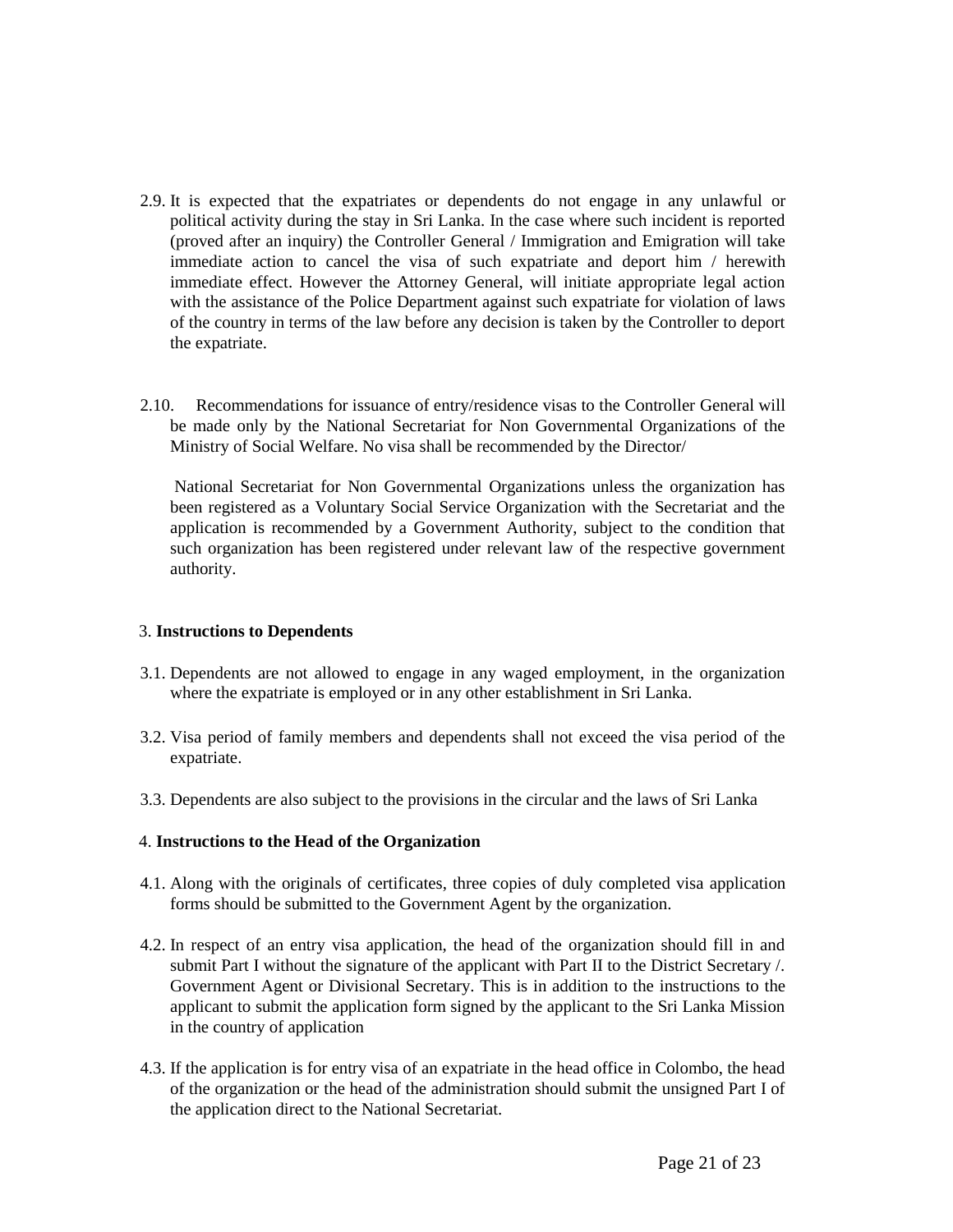2.9. It is expected that the expatriates or dependents do not engage in any unlawful or political activity during the stay in Sri Lanka. In the case where such incident is reported (proved after an inquiry) the Controller General / Immigration and Emigration will take immediate action to cancel the visa of such expatriate and deport him / herewith immediate effect. However the Attorney General, will initiate appropriate legal action with the assistance of the Police Department against such expatriate for violation of laws of the country in terms of the law before any decision is taken by the Controller to deport the expatriate.

2.10. Recommendations for issuance of entry/residence visas to the Controller General will be made only by the National Secretariat for Non Governmental Organizations of the Ministry of Social Welfare. No visa shall be recommended by the Director/

National Secretariat for Non Governmental Organizations unless the organization has been registered as a Voluntary Social Service Organization with the Secretariat and the application is recommended by a Government Authority, subject to the condition that such organization has been registered under relevant law of the respective government authority.

3. **Instructions to Dependents**

3.1. Dependents are not allowed to engage in any waged employment, in the organization where the expatriate is employed or in any other establishment in Sri Lanka.

3.2. Visa period of family members and dependents shall not exceed the visa period of the expatriate.

3.3. Dependents are also subject to the provisions in the circular and the laws of Sri Lanka

4. **Instructions to the Head of the Organization**

4.1. Along with the originals of certificates, three copies of duly completed visa application forms should be submitted to the Government Agent by the organization.

4.2. In respect of an entry visa application, the head of the organization should fill in and submit Part I without the signature of the applicant with Part II to the District Secretary /. Government Agent or Divisional Secretary. This is in addition to the instructions to the applicant to submit the application form signed by the applicant to the Sri Lanka Mission in the country of application

4.3. If the application is for entry visa of an expatriate in the head office in Colombo, the head of the organization or the head of the administration should submit the unsigned Part I of the application direct to the National Secretariat.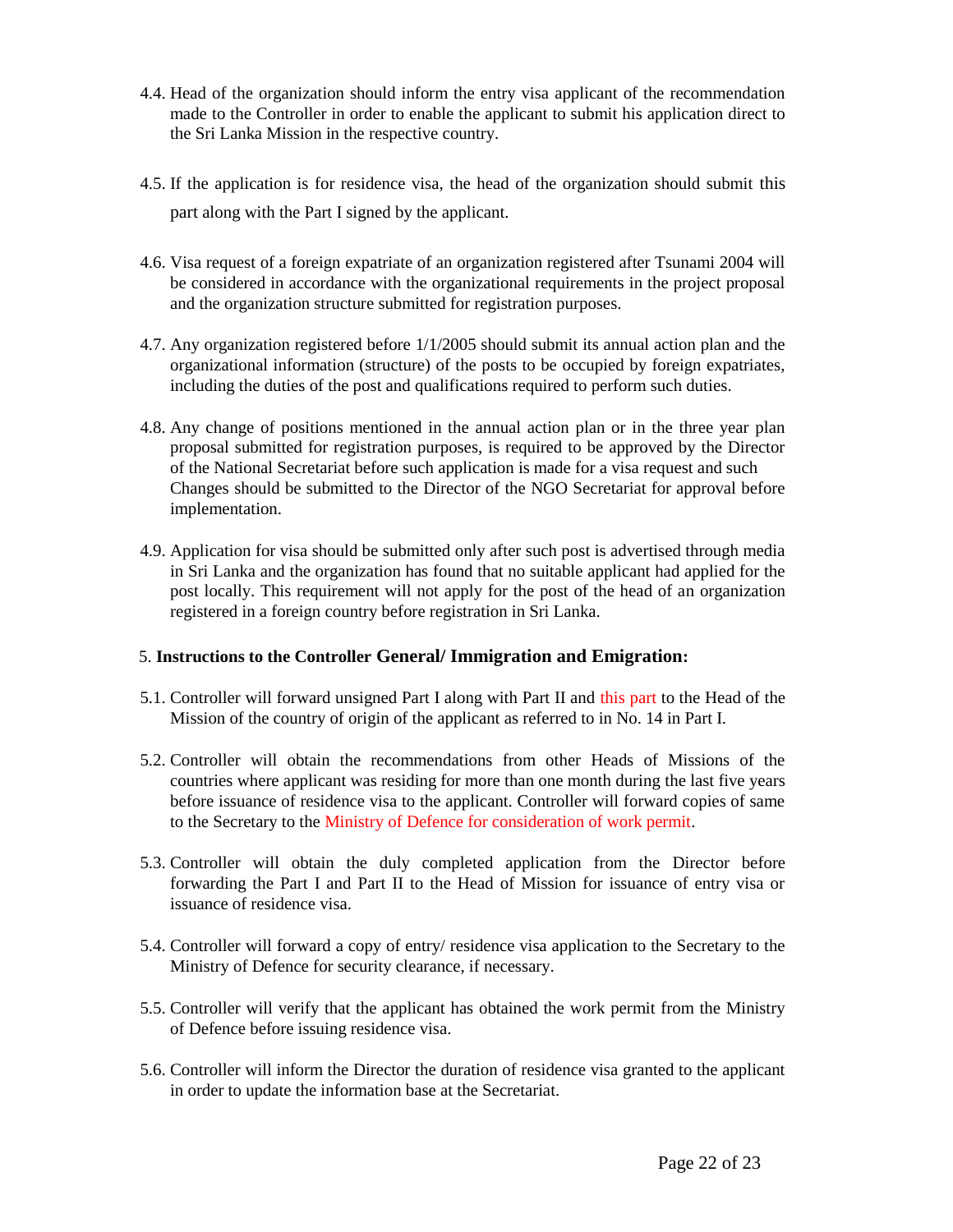4.4. Head of the organization should inform the entry visa applicant of the recommendation made to the Controller in order to enable the applicant to submit his application direct to the Sri Lanka Mission in the respective country.

4.5. If the application is for residence visa, the head of the organization should submit this part along with the Part I signed by the applicant.

4.6. Visa request of a foreign expatriate of an organization registered after Tsunami 2004 will be considered in accordance with the organizational requirements in the project proposal and the organization structure submitted for registration purposes.

4.7. Any organization registered before 1/1/2005 should submit its annual action plan and the organizational information (structure) of the posts to be occupied by foreign expatriates, including the duties of the post and qualifications required to perform such duties.

4.8. Any change of positions mentioned in the annual action plan or in the three year plan proposal submitted for registration purposes, is required to be approved by the Director of the National Secretariat before such application is made for a visa request and such Changes should be submitted to the Director of the NGO Secretariat for approval before implementation.

4.9. Application for visa should be submitted only after such post is advertised through media in Sri Lanka and the organization has found that no suitable applicant had applied for the post locally. This requirement will not apply for the post of the head of an organization registered in a foreign country before registration in Sri Lanka.

5. **Instructions to the Controller General/ Immigration and Emigration:**

5.1. Controller will forward unsigned Part I along with Part II and this part to the Head of the Mission of the country of origin of the applicant as referred to in No. 14 in Part I.

5.2. Controller will obtain the recommendations from other Heads of Missions of the countries where applicant was residing for more than one month during the last five years before issuance of residence visa to the applicant. Controller will forward copies of same to the Secretary to the Ministry of Defence for consideration of work permit.

5.3. Controller will obtain the duly completed application from the Director before forwarding the Part I and Part II to the Head of Mission for issuance of entry visa or issuance of residence visa.

5.4. Controller will forward a copy of entry/ residence visa application to the Secretary to the Ministry of Defence for security clearance, if necessary.

5.5. Controller will verify that the applicant has obtained the work permit from the Ministry of Defence before issuing residence visa.

5.6. Controller will inform the Director the duration of residence visa granted to the applicant in order to update the information base at the Secretariat.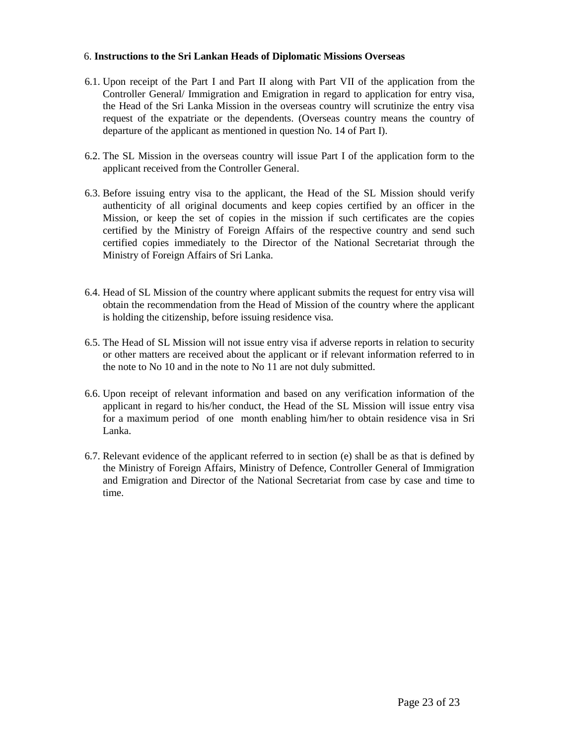6. **Instructions to the Sri Lankan Heads of Diplomatic Missions Overseas**

6.1. Upon receipt of the Part I and Part II along with Part VII of the application from the Controller General/ Immigration and Emigration in regard to application for entry visa, the Head of the Sri Lanka Mission in the overseas country will scrutinize the entry visa request of the expatriate or the dependents. (Overseas country means the country of departure of the applicant as mentioned in question No. 14 of Part I).

6.2. The SL Mission in the overseas country will issue Part I of the application form to the applicant received from the Controller General.

6.3. Before issuing entry visa to the applicant, the Head of the SL Mission should verify authenticity of all original documents and keep copies certified by an officer in the Mission, or keep the set of copies in the mission if such certificates are the copies certified by the Ministry of Foreign Affairs of the respective country and send such certified copies immediately to the Director of the National Secretariat through the Ministry of Foreign Affairs of Sri Lanka.

6.4. Head of SL Mission of the country where applicant submits the request for entry visa will obtain the recommendation from the Head of Mission of the country where the applicant is holding the citizenship, before issuing residence visa.

6.5. The Head of SL Mission will not issue entry visa if adverse reports in relation to security or other matters are received about the applicant or if relevant information referred to in the note to No 10 and in the note to No 11 are not duly submitted.

6.6. Upon receipt of relevant information and based on any verification information of the applicant in regard to his/her conduct, the Head of the SL Mission will issue entry visa for a maximum period of one month enabling him/her to obtain residence visa in Sri Lanka.

6.7. Relevant evidence of the applicant referred to in section (e) shall be as that is defined by the Ministry of Foreign Affairs, Ministry of Defence, Controller General of Immigration and Emigration and Director of the National Secretariat from case by case and time to time.